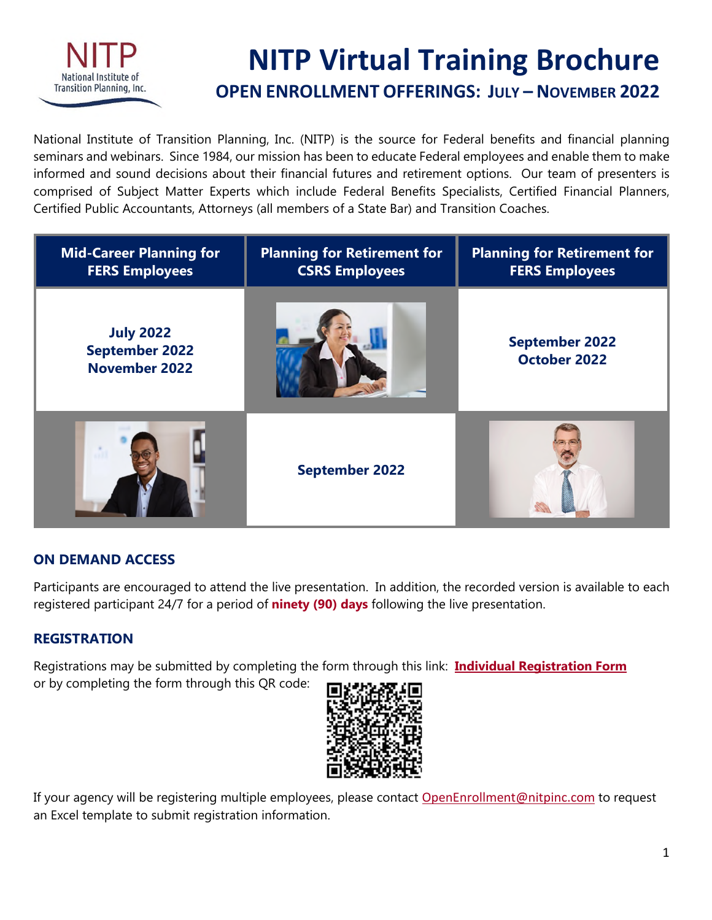# NITP Virtual Training Brochure

## OPEN ENROLLMENT OFFERINGS: JULY – NOVEMBER 2022

National Institute of Transition Planning, Inc. (NITP) is the source for Federal benefits and financial planning seminars and webinars. Since 1984, our mission has been to educate Federal employees and enable them to make informed and sound decisions about their financial futures and retirement options. Our team of presenters is comprised of Subject Matter Experts which include Federal Benefits Specialists, Certified Financial Planners, Certified Public Accountants, Attorneys (all members of a State Bar) and Transition Coaches.

| Mid-Career Planning for FERS Employees | Planning for Retirement for CSRS Employees | Planning for Retirement for FERS Employees |
|---|---|---|
| July 2022<br>September 2022<br>November 2022 | September 2022 | September 2022<br>October 2022 |

### ON DEMAND ACCESS

Participants are encouraged to attend the live presentation. In addition, the recorded version is available to each registered participant 24/7 for a period of **ninety (90) days** following the live presentation.

### REGISTRATION

Registrations may be submitted by completing the form through this link: **Individual Registration Form**
or by completing the form through this QR code:

If your agency will be registering multiple employees, please contact OpenEnrollment@nitpinc.com to request an Excel template to submit registration information.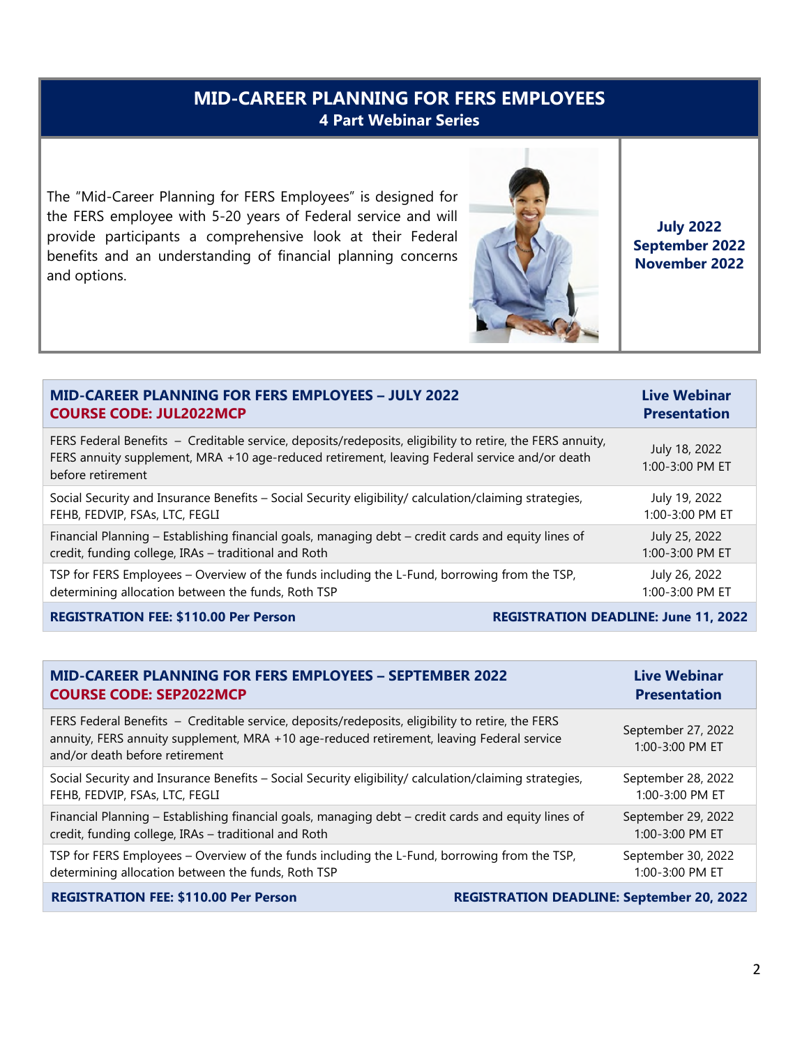# MID-CAREER PLANNING FOR FERS EMPLOYEES
## 4 Part Webinar Series

The "Mid-Career Planning for FERS Employees" is designed for the FERS employee with 5-20 years of Federal service and will provide participants a comprehensive look at their Federal benefits and an understanding of financial planning concerns and options.

**July 2022**
**September 2022**
**November 2022**

| **MID-CAREER PLANNING FOR FERS EMPLOYEES – JULY 2022**<br>**COURSE CODE: JUL2022MCP** | **Live Webinar Presentation** |
|---|---|
| FERS Federal Benefits – Creditable service, deposits/redeposits, eligibility to retire, the FERS annuity, FERS annuity supplement, MRA +10 age-reduced retirement, leaving Federal service and/or death before retirement | July 18, 2022<br>1:00-3:00 PM ET |
| Social Security and Insurance Benefits – Social Security eligibility/ calculation/claiming strategies, FEHB, FEDVIP, FSAs, LTC, FEGLI | July 19, 2022<br>1:00-3:00 PM ET |
| Financial Planning – Establishing financial goals, managing debt – credit cards and equity lines of credit, funding college, IRAs – traditional and Roth | July 25, 2022<br>1:00-3:00 PM ET |
| TSP for FERS Employees – Overview of the funds including the L-Fund, borrowing from the TSP, determining allocation between the funds, Roth TSP | July 26, 2022<br>1:00-3:00 PM ET |
| **REGISTRATION FEE: $110.00 Per Person** | **REGISTRATION DEADLINE: June 11, 2022** |

| **MID-CAREER PLANNING FOR FERS EMPLOYEES – SEPTEMBER 2022**<br>**COURSE CODE: SEP2022MCP** | **Live Webinar Presentation** |
|---|---|
| FERS Federal Benefits – Creditable service, deposits/redeposits, eligibility to retire, the FERS annuity, FERS annuity supplement, MRA +10 age-reduced retirement, leaving Federal service and/or death before retirement | September 27, 2022<br>1:00-3:00 PM ET |
| Social Security and Insurance Benefits – Social Security eligibility/ calculation/claiming strategies, FEHB, FEDVIP, FSAs, LTC, FEGLI | September 28, 2022<br>1:00-3:00 PM ET |
| Financial Planning – Establishing financial goals, managing debt – credit cards and equity lines of credit, funding college, IRAs – traditional and Roth | September 29, 2022<br>1:00-3:00 PM ET |
| TSP for FERS Employees – Overview of the funds including the L-Fund, borrowing from the TSP, determining allocation between the funds, Roth TSP | September 30, 2022<br>1:00-3:00 PM ET |
| **REGISTRATION FEE: $110.00 Per Person** | **REGISTRATION DEADLINE: September 20, 2022** |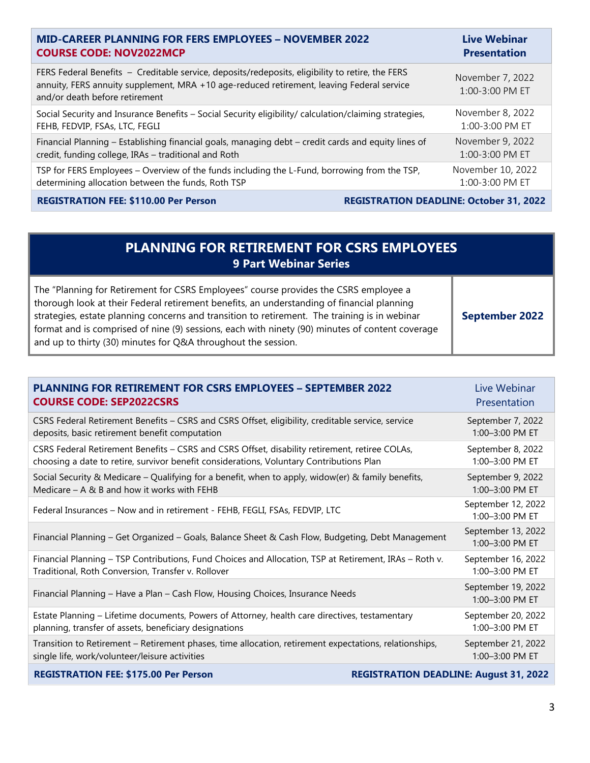| MID-CAREER PLANNING FOR FERS EMPLOYEES – NOVEMBER 2022<br>COURSE CODE: NOV2022MCP | Live Webinar Presentation |
|---|---|
| FERS Federal Benefits – Creditable service, deposits/redeposits, eligibility to retire, the FERS annuity, FERS annuity supplement, MRA +10 age-reduced retirement, leaving Federal service and/or death before retirement | November 7, 2022<br>1:00-3:00 PM ET |
| Social Security and Insurance Benefits – Social Security eligibility/ calculation/claiming strategies, FEHB, FEDVIP, FSAs, LTC, FEGLI | November 8, 2022<br>1:00-3:00 PM ET |
| Financial Planning – Establishing financial goals, managing debt – credit cards and equity lines of credit, funding college, IRAs – traditional and Roth | November 9, 2022<br>1:00-3:00 PM ET |
| TSP for FERS Employees – Overview of the funds including the L-Fund, borrowing from the TSP, determining allocation between the funds, Roth TSP | November 10, 2022<br>1:00-3:00 PM ET |
| **REGISTRATION FEE: $110.00 Per Person** | **REGISTRATION DEADLINE: October 31, 2022** |

## PLANNING FOR RETIREMENT FOR CSRS EMPLOYEES

### 9 Part Webinar Series

| | |
|---|---|
| The "Planning for Retirement for CSRS Employees" course provides the CSRS employee a thorough look at their Federal retirement benefits, an understanding of financial planning strategies, estate planning concerns and transition to retirement. The training is in webinar format and is comprised of nine (9) sessions, each with ninety (90) minutes of content coverage and up to thirty (30) minutes for Q&A throughout the session. | **September 2022** |

| PLANNING FOR RETIREMENT FOR CSRS EMPLOYEES – SEPTEMBER 2022<br>COURSE CODE: SEP2022CSRS | Live Webinar Presentation |
|---|---|
| CSRS Federal Retirement Benefits – CSRS and CSRS Offset, eligibility, creditable service, service deposits, basic retirement benefit computation | September 7, 2022<br>1:00–3:00 PM ET |
| CSRS Federal Retirement Benefits – CSRS and CSRS Offset, disability retirement, retiree COLAs, choosing a date to retire, survivor benefit considerations, Voluntary Contributions Plan | September 8, 2022<br>1:00–3:00 PM ET |
| Social Security & Medicare – Qualifying for a benefit, when to apply, widow(er) & family benefits, Medicare – A & B and how it works with FEHB | September 9, 2022<br>1:00–3:00 PM ET |
| Federal Insurances – Now and in retirement - FEHB, FEGLI, FSAs, FEDVIP, LTC | September 12, 2022<br>1:00–3:00 PM ET |
| Financial Planning – Get Organized – Goals, Balance Sheet & Cash Flow, Budgeting, Debt Management | September 13, 2022<br>1:00–3:00 PM ET |
| Financial Planning – TSP Contributions, Fund Choices and Allocation, TSP at Retirement, IRAs – Roth v. Traditional, Roth Conversion, Transfer v. Rollover | September 16, 2022<br>1:00–3:00 PM ET |
| Financial Planning – Have a Plan – Cash Flow, Housing Choices, Insurance Needs | September 19, 2022<br>1:00–3:00 PM ET |
| Estate Planning – Lifetime documents, Powers of Attorney, health care directives, testamentary planning, transfer of assets, beneficiary designations | September 20, 2022<br>1:00–3:00 PM ET |
| Transition to Retirement – Retirement phases, time allocation, retirement expectations, relationships, single life, work/volunteer/leisure activities | September 21, 2022<br>1:00–3:00 PM ET |
| **REGISTRATION FEE: $175.00 Per Person** | **REGISTRATION DEADLINE: August 31, 2022** |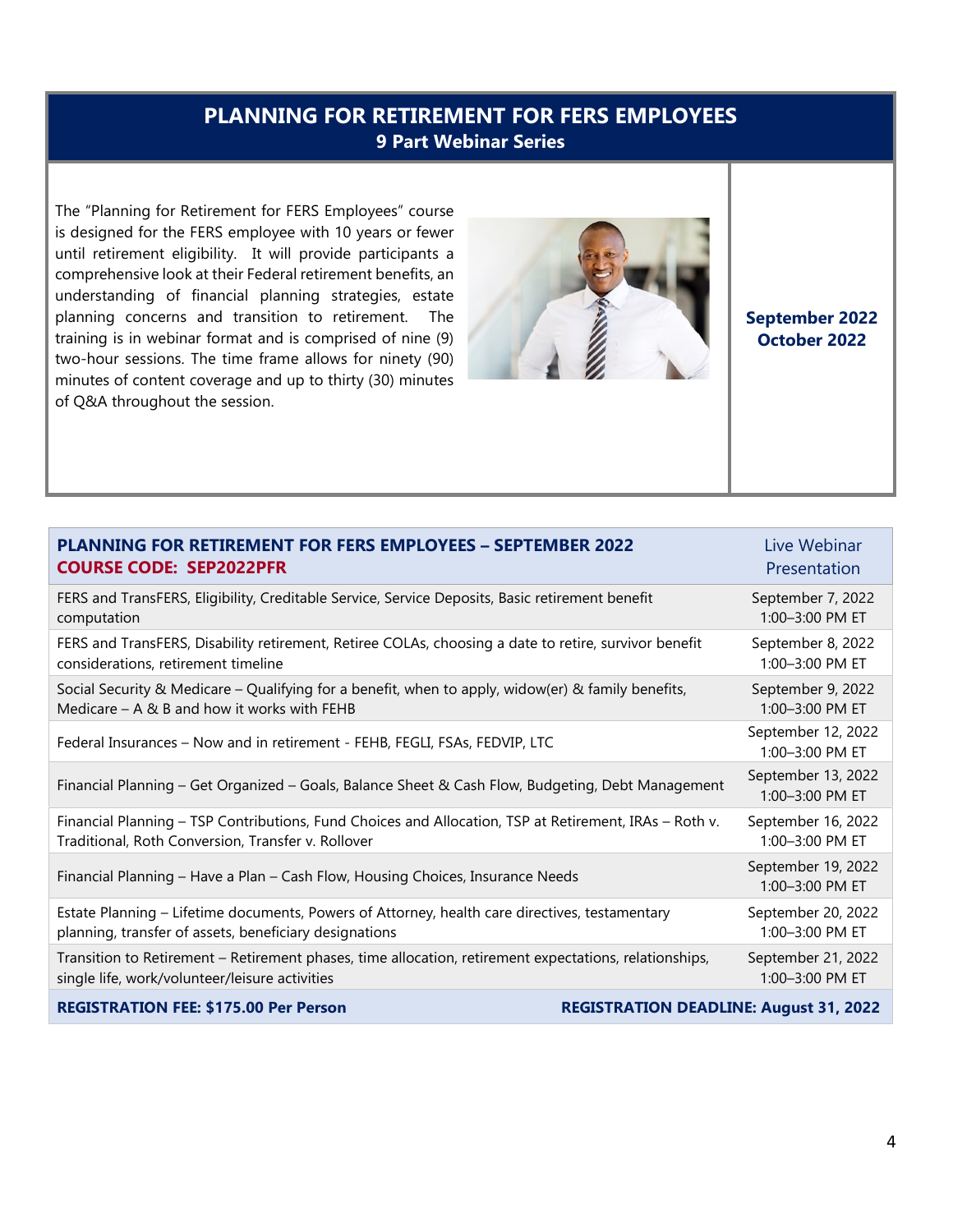# PLANNING FOR RETIREMENT FOR FERS EMPLOYEES

## 9 Part Webinar Series

The "Planning for Retirement for FERS Employees" course is designed for the FERS employee with 10 years or fewer until retirement eligibility. It will provide participants a comprehensive look at their Federal retirement benefits, an understanding of financial planning strategies, estate planning concerns and transition to retirement. The training is in webinar format and is comprised of nine (9) two-hour sessions. The time frame allows for ninety (90) minutes of content coverage and up to thirty (30) minutes of Q&A throughout the session.

**September 2022**
**October 2022**

| **PLANNING FOR RETIREMENT FOR FERS EMPLOYEES – SEPTEMBER 2022** **COURSE CODE: SEP2022PFR** | Live Webinar Presentation |
|---|---|
| FERS and TransFERS, Eligibility, Creditable Service, Service Deposits, Basic retirement benefit computation | September 7, 2022 1:00–3:00 PM ET |
| FERS and TransFERS, Disability retirement, Retiree COLAs, choosing a date to retire, survivor benefit considerations, retirement timeline | September 8, 2022 1:00–3:00 PM ET |
| Social Security & Medicare – Qualifying for a benefit, when to apply, widow(er) & family benefits, Medicare – A & B and how it works with FEHB | September 9, 2022 1:00–3:00 PM ET |
| Federal Insurances – Now and in retirement - FEHB, FEGLI, FSAs, FEDVIP, LTC | September 12, 2022 1:00–3:00 PM ET |
| Financial Planning – Get Organized – Goals, Balance Sheet & Cash Flow, Budgeting, Debt Management | September 13, 2022 1:00–3:00 PM ET |
| Financial Planning – TSP Contributions, Fund Choices and Allocation, TSP at Retirement, IRAs – Roth v. Traditional, Roth Conversion, Transfer v. Rollover | September 16, 2022 1:00–3:00 PM ET |
| Financial Planning – Have a Plan – Cash Flow, Housing Choices, Insurance Needs | September 19, 2022 1:00–3:00 PM ET |
| Estate Planning – Lifetime documents, Powers of Attorney, health care directives, testamentary planning, transfer of assets, beneficiary designations | September 20, 2022 1:00–3:00 PM ET |
| Transition to Retirement – Retirement phases, time allocation, retirement expectations, relationships, single life, work/volunteer/leisure activities | September 21, 2022 1:00–3:00 PM ET |
| **REGISTRATION FEE: $175.00 Per Person** | **REGISTRATION DEADLINE: August 31, 2022** |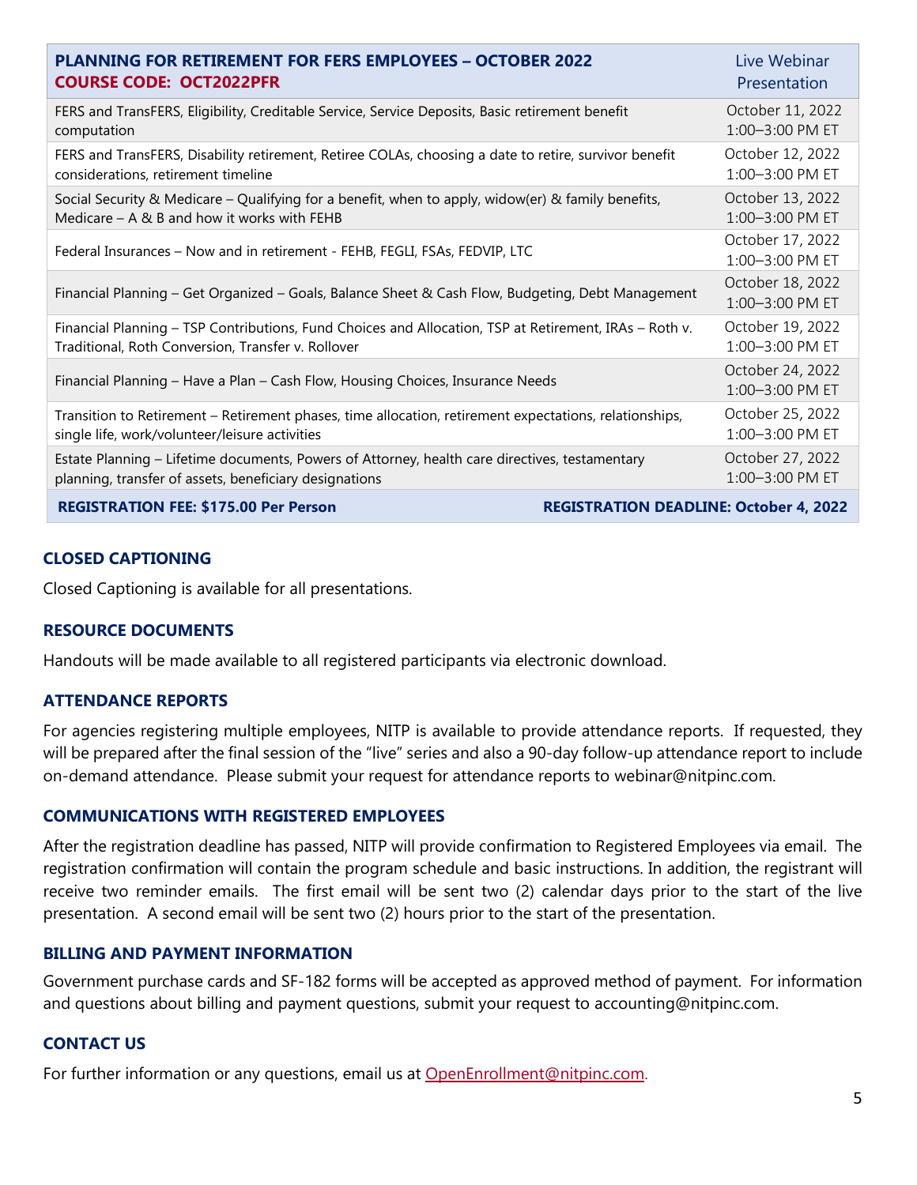| PLANNING FOR RETIREMENT FOR FERS EMPLOYEES – OCTOBER 2022<br>COURSE CODE: OCT2022PFR | Live Webinar Presentation |
|---|---|
| FERS and TransFERS, Eligibility, Creditable Service, Service Deposits, Basic retirement benefit computation | October 11, 2022<br>1:00–3:00 PM ET |
| FERS and TransFERS, Disability retirement, Retiree COLAs, choosing a date to retire, survivor benefit considerations, retirement timeline | October 12, 2022<br>1:00–3:00 PM ET |
| Social Security & Medicare – Qualifying for a benefit, when to apply, widow(er) & family benefits, Medicare – A & B and how it works with FEHB | October 13, 2022<br>1:00–3:00 PM ET |
| Federal Insurances – Now and in retirement - FEHB, FEGLI, FSAs, FEDVIP, LTC | October 17, 2022<br>1:00–3:00 PM ET |
| Financial Planning – Get Organized – Goals, Balance Sheet & Cash Flow, Budgeting, Debt Management | October 18, 2022<br>1:00–3:00 PM ET |
| Financial Planning – TSP Contributions, Fund Choices and Allocation, TSP at Retirement, IRAs – Roth v. Traditional, Roth Conversion, Transfer v. Rollover | October 19, 2022<br>1:00–3:00 PM ET |
| Financial Planning – Have a Plan – Cash Flow, Housing Choices, Insurance Needs | October 24, 2022<br>1:00–3:00 PM ET |
| Transition to Retirement – Retirement phases, time allocation, retirement expectations, relationships, single life, work/volunteer/leisure activities | October 25, 2022<br>1:00–3:00 PM ET |
| Estate Planning – Lifetime documents, Powers of Attorney, health care directives, testamentary planning, transfer of assets, beneficiary designations | October 27, 2022<br>1:00–3:00 PM ET |
| **REGISTRATION FEE: $175.00 Per Person** | **REGISTRATION DEADLINE: October 4, 2022** |

### CLOSED CAPTIONING

Closed Captioning is available for all presentations.

### RESOURCE DOCUMENTS

Handouts will be made available to all registered participants via electronic download.

### ATTENDANCE REPORTS

For agencies registering multiple employees, NITP is available to provide attendance reports. If requested, they will be prepared after the final session of the "live" series and also a 90-day follow-up attendance report to include on-demand attendance. Please submit your request for attendance reports to webinar@nitpinc.com.

### COMMUNICATIONS WITH REGISTERED EMPLOYEES

After the registration deadline has passed, NITP will provide confirmation to Registered Employees via email. The registration confirmation will contain the program schedule and basic instructions. In addition, the registrant will receive two reminder emails. The first email will be sent two (2) calendar days prior to the start of the live presentation. A second email will be sent two (2) hours prior to the start of the presentation.

### BILLING AND PAYMENT INFORMATION

Government purchase cards and SF-182 forms will be accepted as approved method of payment. For information and questions about billing and payment questions, submit your request to accounting@nitpinc.com.

### CONTACT US

For further information or any questions, email us at OpenEnrollment@nitpinc.com.